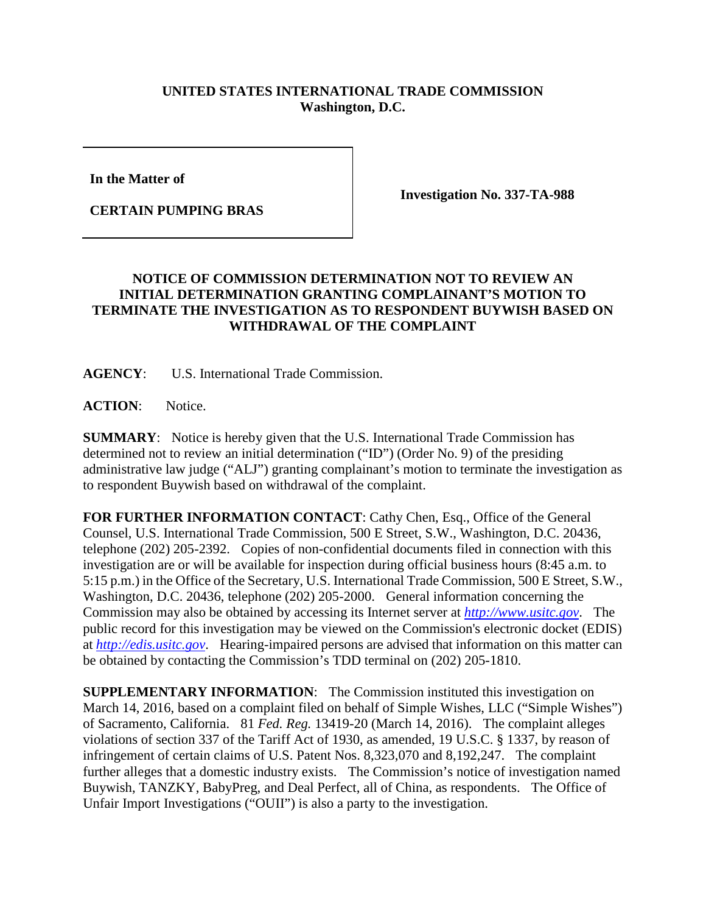**UNITED STATES INTERNATIONAL TRADE COMMISSION**
**Washington, D.C.**

| In the Matter of<br><br>**CERTAIN PUMPING BRAS** | **Investigation No. 337-TA-988** |
|---|---|

**NOTICE OF COMMISSION DETERMINATION NOT TO REVIEW AN INITIAL DETERMINATION GRANTING COMPLAINANT'S MOTION TO TERMINATE THE INVESTIGATION AS TO RESPONDENT BUYWISH BASED ON WITHDRAWAL OF THE COMPLAINT**

**AGENCY**: U.S. International Trade Commission.

**ACTION**: Notice.

**SUMMARY**: Notice is hereby given that the U.S. International Trade Commission has determined not to review an initial determination ("ID") (Order No. 9) of the presiding administrative law judge ("ALJ") granting complainant's motion to terminate the investigation as to respondent Buywish based on withdrawal of the complaint.

**FOR FURTHER INFORMATION CONTACT**: Cathy Chen, Esq., Office of the General Counsel, U.S. International Trade Commission, 500 E Street, S.W., Washington, D.C. 20436, telephone (202) 205-2392. Copies of non-confidential documents filed in connection with this investigation are or will be available for inspection during official business hours (8:45 a.m. to 5:15 p.m.) in the Office of the Secretary, U.S. International Trade Commission, 500 E Street, S.W., Washington, D.C. 20436, telephone (202) 205-2000. General information concerning the Commission may also be obtained by accessing its Internet server at *http://www.usitc.gov*. The public record for this investigation may be viewed on the Commission's electronic docket (EDIS) at *http://edis.usitc.gov*. Hearing-impaired persons are advised that information on this matter can be obtained by contacting the Commission's TDD terminal on (202) 205-1810.

**SUPPLEMENTARY INFORMATION**: The Commission instituted this investigation on March 14, 2016, based on a complaint filed on behalf of Simple Wishes, LLC ("Simple Wishes") of Sacramento, California. 81 *Fed. Reg.* 13419-20 (March 14, 2016). The complaint alleges violations of section 337 of the Tariff Act of 1930, as amended, 19 U.S.C. § 1337, by reason of infringement of certain claims of U.S. Patent Nos. 8,323,070 and 8,192,247. The complaint further alleges that a domestic industry exists. The Commission's notice of investigation named Buywish, TANZKY, BabyPreg, and Deal Perfect, all of China, as respondents. The Office of Unfair Import Investigations ("OUII") is also a party to the investigation.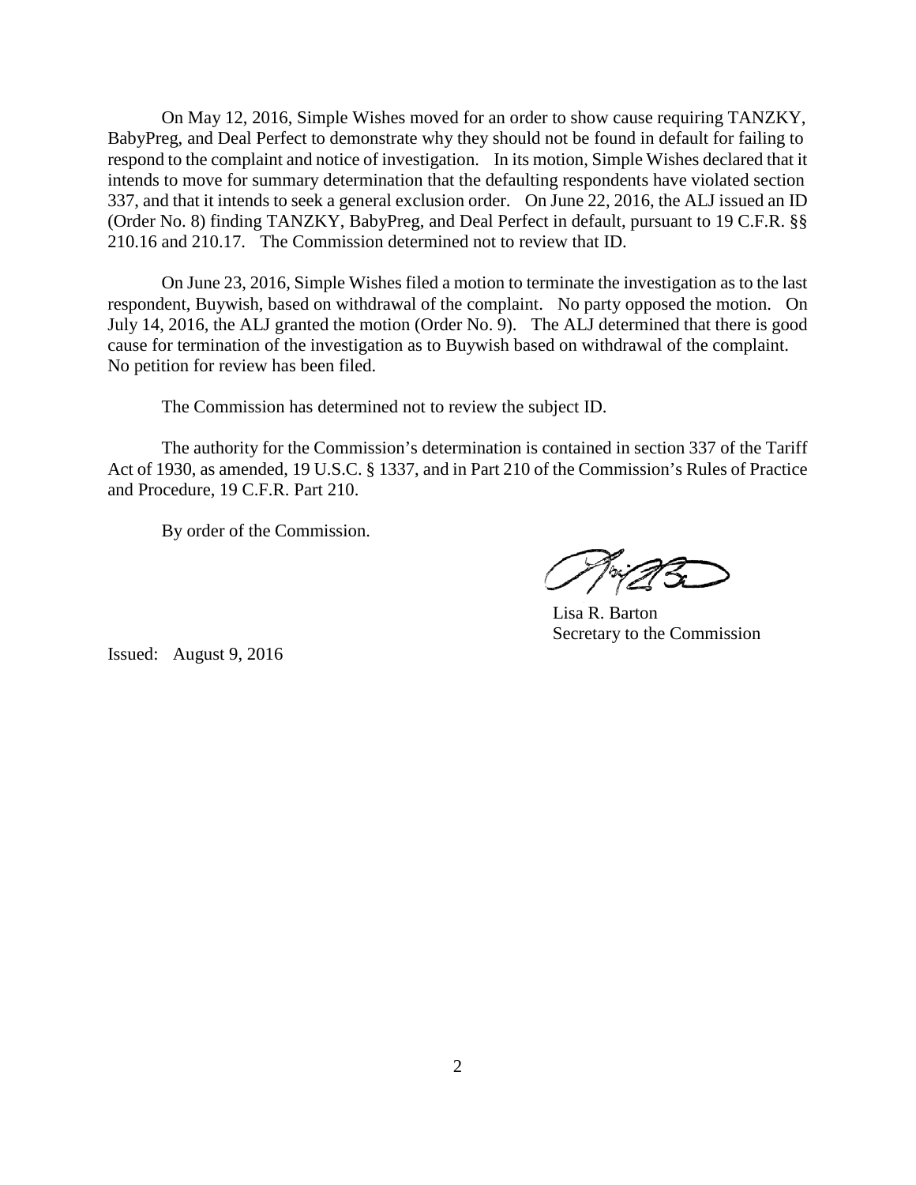On May 12, 2016, Simple Wishes moved for an order to show cause requiring TANZKY, BabyPreg, and Deal Perfect to demonstrate why they should not be found in default for failing to respond to the complaint and notice of investigation. In its motion, Simple Wishes declared that it intends to move for summary determination that the defaulting respondents have violated section 337, and that it intends to seek a general exclusion order. On June 22, 2016, the ALJ issued an ID (Order No. 8) finding TANZKY, BabyPreg, and Deal Perfect in default, pursuant to 19 C.F.R. §§ 210.16 and 210.17. The Commission determined not to review that ID.

On June 23, 2016, Simple Wishes filed a motion to terminate the investigation as to the last respondent, Buywish, based on withdrawal of the complaint. No party opposed the motion. On July 14, 2016, the ALJ granted the motion (Order No. 9). The ALJ determined that there is good cause for termination of the investigation as to Buywish based on withdrawal of the complaint. No petition for review has been filed.

The Commission has determined not to review the subject ID.

The authority for the Commission's determination is contained in section 337 of the Tariff Act of 1930, as amended, 19 U.S.C. § 1337, and in Part 210 of the Commission's Rules of Practice and Procedure, 19 C.F.R. Part 210.

By order of the Commission.

Lisa R. Barton
Secretary to the Commission

Issued: August 9, 2016